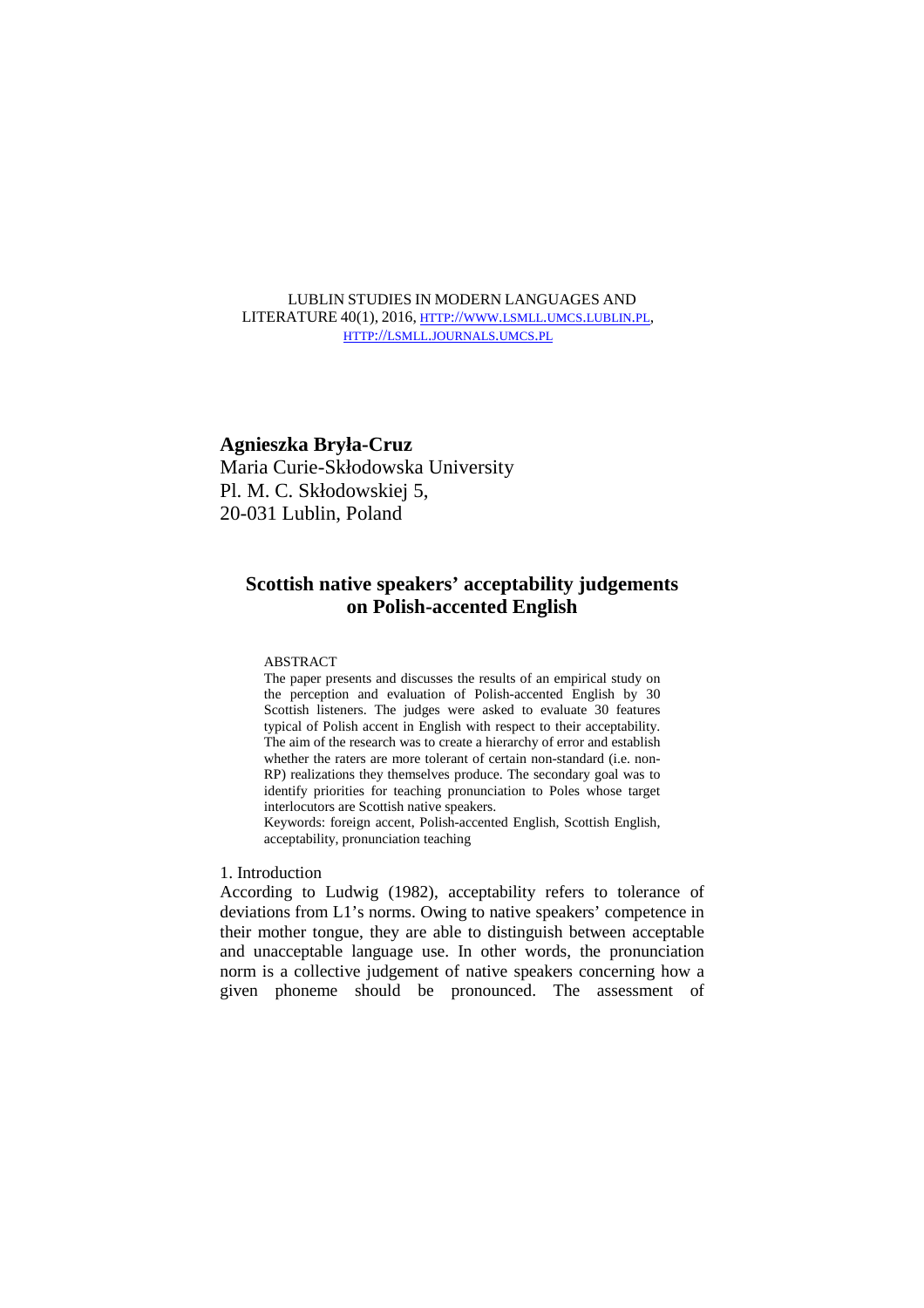LUBLIN STUDIES IN MODERN LANGUAGES AND LITERATURE 40(1), 2016, HTTP://WWW.LSMLL.UMCS.LUBLIN.PL, HTTP://LSMLL.JOURNALS.UMCS.PL

**Agnieszka Bryła-Cruz**
Maria Curie-Skłodowska University
Pl. M. C. Skłodowskiej 5,
20-031 Lublin, Poland

# Scottish native speakers' acceptability judgements on Polish-accented English

ABSTRACT

The paper presents and discusses the results of an empirical study on the perception and evaluation of Polish-accented English by 30 Scottish listeners. The judges were asked to evaluate 30 features typical of Polish accent in English with respect to their acceptability. The aim of the research was to create a hierarchy of error and establish whether the raters are more tolerant of certain non-standard (i.e. non-RP) realizations they themselves produce. The secondary goal was to identify priorities for teaching pronunciation to Poles whose target interlocutors are Scottish native speakers.

Keywords: foreign accent, Polish-accented English, Scottish English, acceptability, pronunciation teaching

## 1. Introduction

According to Ludwig (1982), acceptability refers to tolerance of deviations from L1's norms. Owing to native speakers' competence in their mother tongue, they are able to distinguish between acceptable and unacceptable language use. In other words, the pronunciation norm is a collective judgement of native speakers concerning how a given phoneme should be pronounced. The assessment of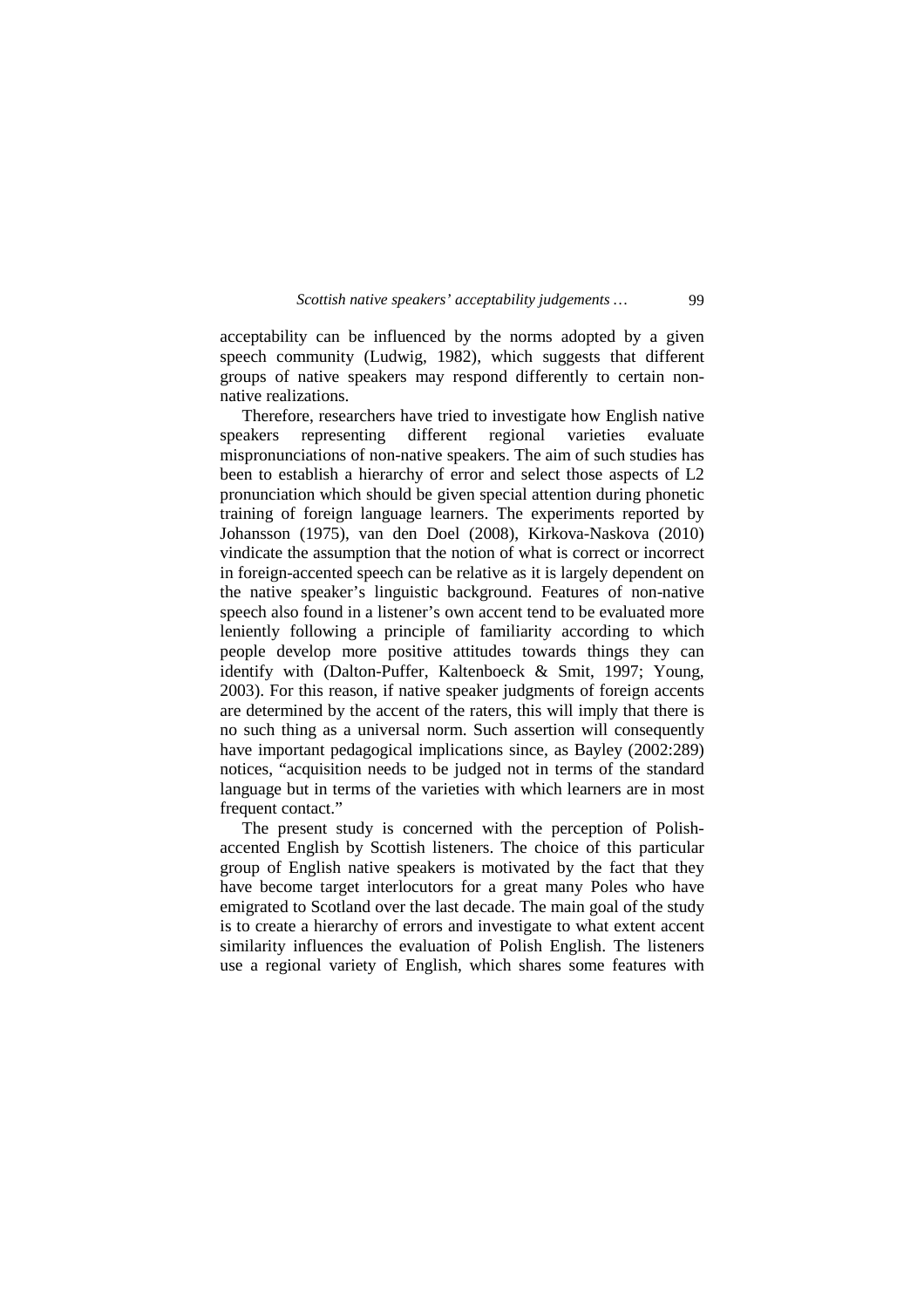acceptability can be influenced by the norms adopted by a given speech community (Ludwig, 1982), which suggests that different groups of native speakers may respond differently to certain non-native realizations.

Therefore, researchers have tried to investigate how English native speakers representing different regional varieties evaluate mispronunciations of non-native speakers. The aim of such studies has been to establish a hierarchy of error and select those aspects of L2 pronunciation which should be given special attention during phonetic training of foreign language learners. The experiments reported by Johansson (1975), van den Doel (2008), Kirkova-Naskova (2010) vindicate the assumption that the notion of what is correct or incorrect in foreign-accented speech can be relative as it is largely dependent on the native speaker's linguistic background. Features of non-native speech also found in a listener's own accent tend to be evaluated more leniently following a principle of familiarity according to which people develop more positive attitudes towards things they can identify with (Dalton-Puffer, Kaltenboeck & Smit, 1997; Young, 2003). For this reason, if native speaker judgments of foreign accents are determined by the accent of the raters, this will imply that there is no such thing as a universal norm. Such assertion will consequently have important pedagogical implications since, as Bayley (2002:289) notices, "acquisition needs to be judged not in terms of the standard language but in terms of the varieties with which learners are in most frequent contact."

The present study is concerned with the perception of Polish-accented English by Scottish listeners. The choice of this particular group of English native speakers is motivated by the fact that they have become target interlocutors for a great many Poles who have emigrated to Scotland over the last decade. The main goal of the study is to create a hierarchy of errors and investigate to what extent accent similarity influences the evaluation of Polish English. The listeners use a regional variety of English, which shares some features with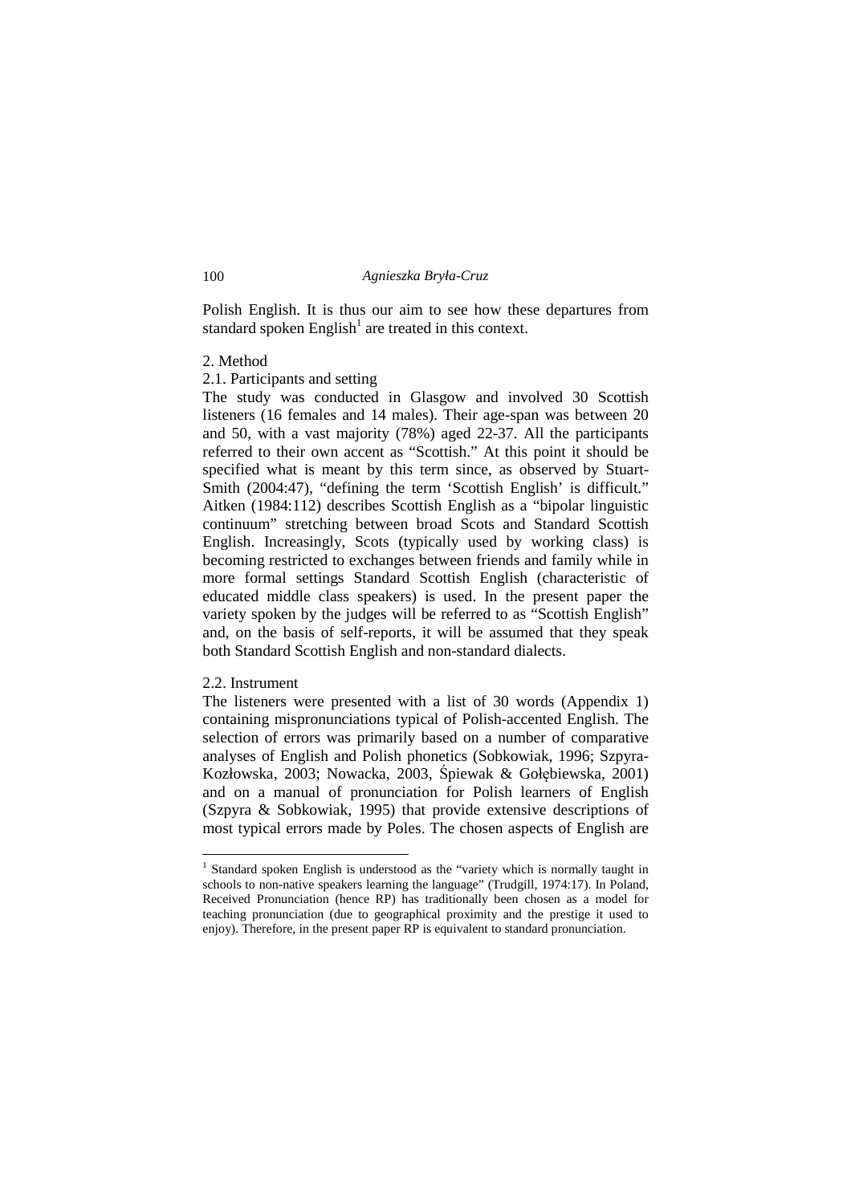Polish English. It is thus our aim to see how these departures from standard spoken English[1] are treated in this context.

## 2. Method

### 2.1. Participants and setting

The study was conducted in Glasgow and involved 30 Scottish listeners (16 females and 14 males). Their age-span was between 20 and 50, with a vast majority (78%) aged 22-37. All the participants referred to their own accent as "Scottish." At this point it should be specified what is meant by this term since, as observed by Stuart-Smith (2004:47), "defining the term 'Scottish English' is difficult." Aitken (1984:112) describes Scottish English as a "bipolar linguistic continuum" stretching between broad Scots and Standard Scottish English. Increasingly, Scots (typically used by working class) is becoming restricted to exchanges between friends and family while in more formal settings Standard Scottish English (characteristic of educated middle class speakers) is used. In the present paper the variety spoken by the judges will be referred to as "Scottish English" and, on the basis of self-reports, it will be assumed that they speak both Standard Scottish English and non-standard dialects.

### 2.2. Instrument

The listeners were presented with a list of 30 words (Appendix 1) containing mispronunciations typical of Polish-accented English. The selection of errors was primarily based on a number of comparative analyses of English and Polish phonetics (Sobkowiak, 1996; Szpyra-Kozłowska, 2003; Nowacka, 2003, Śpiewak & Gołębiewska, 2001) and on a manual of pronunciation for Polish learners of English (Szpyra & Sobkowiak, 1995) that provide extensive descriptions of most typical errors made by Poles. The chosen aspects of English are

[1] Standard spoken English is understood as the "variety which is normally taught in schools to non-native speakers learning the language" (Trudgill, 1974:17). In Poland, Received Pronunciation (hence RP) has traditionally been chosen as a model for teaching pronunciation (due to geographical proximity and the prestige it used to enjoy). Therefore, in the present paper RP is equivalent to standard pronunciation.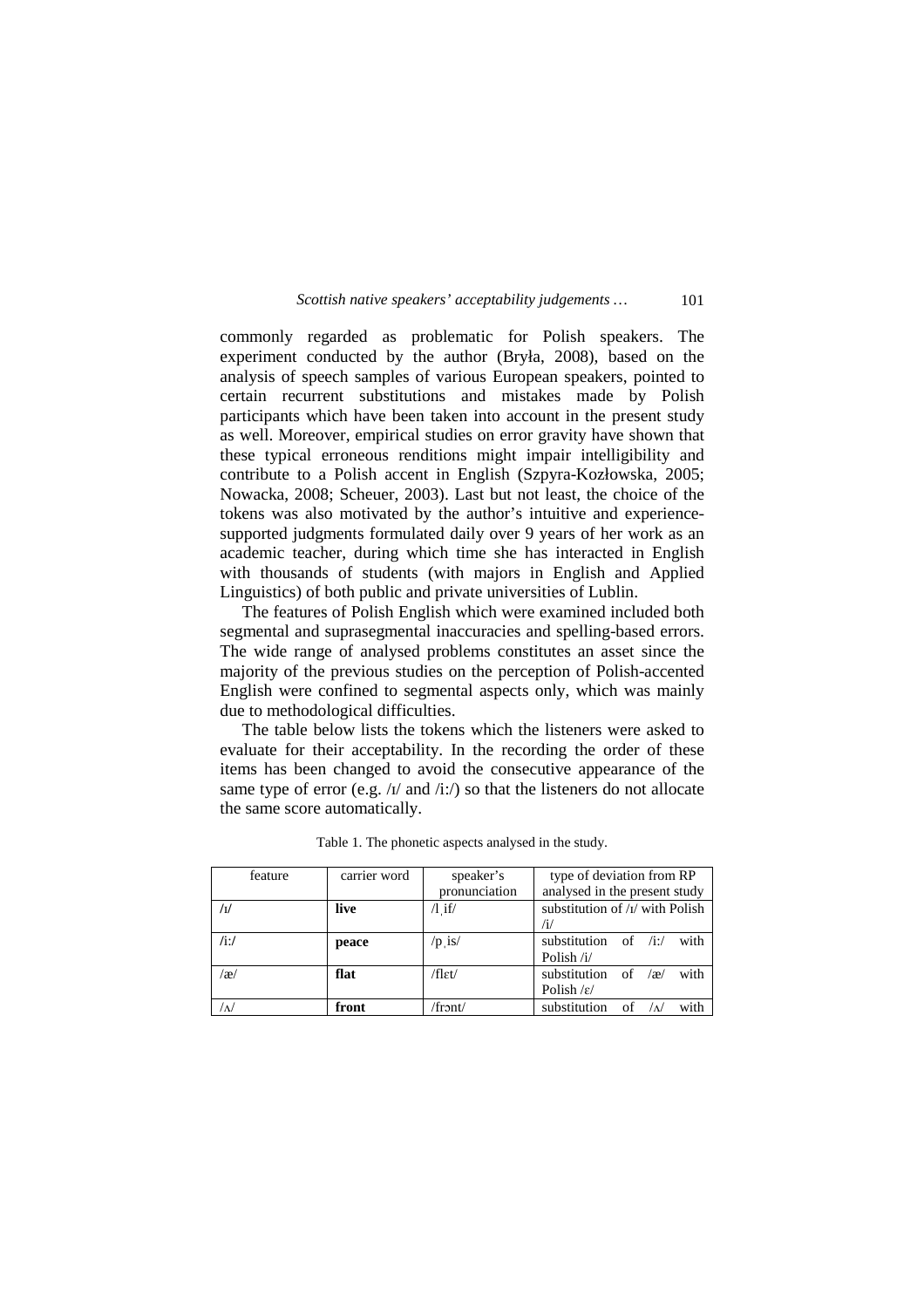commonly regarded as problematic for Polish speakers. The experiment conducted by the author (Bryła, 2008), based on the analysis of speech samples of various European speakers, pointed to certain recurrent substitutions and mistakes made by Polish participants which have been taken into account in the present study as well. Moreover, empirical studies on error gravity have shown that these typical erroneous renditions might impair intelligibility and contribute to a Polish accent in English (Szpyra-Kozłowska, 2005; Nowacka, 2008; Scheuer, 2003). Last but not least, the choice of the tokens was also motivated by the author's intuitive and experience-supported judgments formulated daily over 9 years of her work as an academic teacher, during which time she has interacted in English with thousands of students (with majors in English and Applied Linguistics) of both public and private universities of Lublin.

The features of Polish English which were examined included both segmental and suprasegmental inaccuracies and spelling-based errors. The wide range of analysed problems constitutes an asset since the majority of the previous studies on the perception of Polish-accented English were confined to segmental aspects only, which was mainly due to methodological difficulties.

The table below lists the tokens which the listeners were asked to evaluate for their acceptability. In the recording the order of these items has been changed to avoid the consecutive appearance of the same type of error (e.g. /ɪ/ and /i:/) so that the listeners do not allocate the same score automatically.

Table 1. The phonetic aspects analysed in the study.

| feature | carrier word | speaker's pronunciation | type of deviation from RP analysed in the present study |
|---|---|---|---|
| /ɪ/ | **live** | /lˌif/ | substitution of /ɪ/ with Polish /i/ |
| /i:/ | **peace** | /pˌis/ | substitution of /i:/ with Polish /i/ |
| /æ/ | **flat** | /flɛt/ | substitution of /æ/ with Polish /ɛ/ |
| /ʌ/ | **front** | /frɔnt/ | substitution of /ʌ/ with |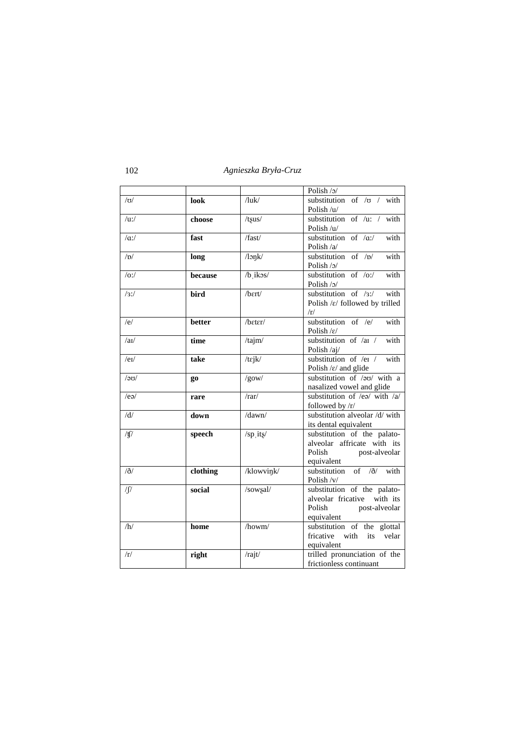| | | | Polish /ɔ/ |
|---|---|---|---|
| /ʊ/ | **look** | /luk/ | substitution of /ʊ / with Polish /u/ |
| /uː/ | **choose** | /tʂus/ | substitution of /uː / with Polish /u/ |
| /ɑː/ | **fast** | /fast/ | substitution of /ɑː/ with Polish /a/ |
| /ɒ/ | **long** | /lɔŋk/ | substitution of /ɒ/ with Polish /ɔ/ |
| /oː/ | **because** | /bˌikɔs/ | substitution of /oː/ with Polish /ɔ/ |
| /ɜː/ | **bird** | /bɛrt/ | substitution of /ɜː/ with Polish /ɛ/ followed by trilled /r/ |
| /e/ | **better** | /bɛtɛr/ | substitution of /e/ with Polish /ɛ/ |
| /aɪ/ | **time** | /tajm/ | substitution of /aɪ / with Polish /aj/ |
| /eɪ/ | **take** | /tɛjk/ | substitution of /eɪ / with Polish /ɛ/ and glide |
| /əʊ/ | **go** | /gow/ | substitution of /əʊ/ with a nasalized vowel and glide |
| /eə/ | **rare** | /rar/ | substitution of /eə/ with /a/ followed by /r/ |
| /d/ | **down** | /dawn/ | substitution alveolar /d/ with its dental equivalent |
| /ʧ/ | **speech** | /spˌitʂ/ | substitution of the palato-alveolar affricate with its Polish post-alveolar equivalent |
| /ð/ | **clothing** | /klowviŋk/ | substitution of /ð/ with Polish /v/ |
| /ʃ/ | **social** | /sowʂal/ | substitution of the palato-alveolar fricative with its Polish post-alveolar equivalent |
| /h/ | **home** | /howm/ | substitution of the glottal fricative with its velar equivalent |
| /r/ | **right** | /rajt/ | trilled pronunciation of the frictionless continuant |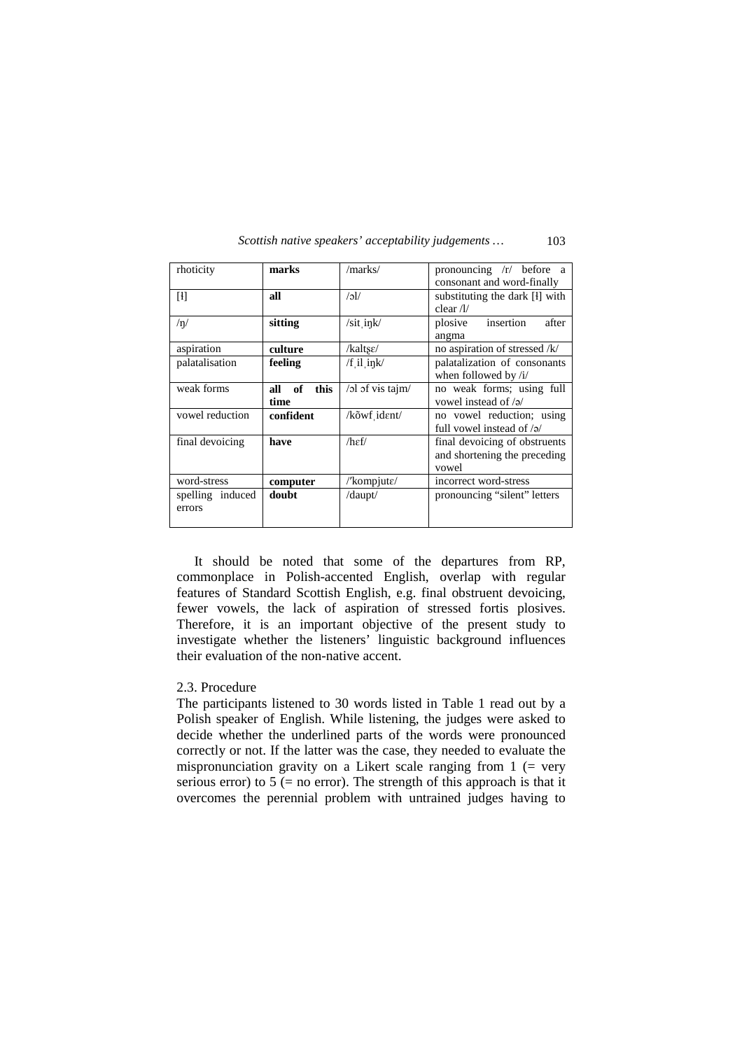| rhoticity | **marks** | /marks/ | pronouncing /r/ before a consonant and word-finally |
|---|---|---|---|
| [ɫ] | **all** | /ɔl/ | substituting the dark [ɫ] with clear /l/ |
| /ŋ/ | **sitting** | /sițiŋk/ | plosive insertion after angma |
| aspiration | **culture** | /kaltʂɛ/ | no aspiration of stressed /k/ |
| palatalisation | **feeling** | /f̦il̦iŋk/ | palatalization of consonants when followed by /i/ |
| weak forms | **all of this time** | /ɔl ɔf vɨs tajm/ | no weak forms; using full vowel instead of /ə/ |
| vowel reduction | **confident** | /kɔ̃wf̦idɛnt/ | no vowel reduction; using full vowel instead of /ə/ |
| final devoicing | **have** | /hɛf/ | final devoicing of obstruents and shortening the preceding vowel |
| word-stress | **computer** | /ˈkompjutɛ/ | incorrect word-stress |
| spelling induced errors | **doubt** | /daupt/ | pronouncing "silent" letters |

It should be noted that some of the departures from RP, commonplace in Polish-accented English, overlap with regular features of Standard Scottish English, e.g. final obstruent devoicing, fewer vowels, the lack of aspiration of stressed fortis plosives. Therefore, it is an important objective of the present study to investigate whether the listeners' linguistic background influences their evaluation of the non-native accent.

### 2.3. Procedure

The participants listened to 30 words listed in Table 1 read out by a Polish speaker of English. While listening, the judges were asked to decide whether the underlined parts of the words were pronounced correctly or not. If the latter was the case, they needed to evaluate the mispronunciation gravity on a Likert scale ranging from 1 (= very serious error) to 5 (= no error). The strength of this approach is that it overcomes the perennial problem with untrained judges having to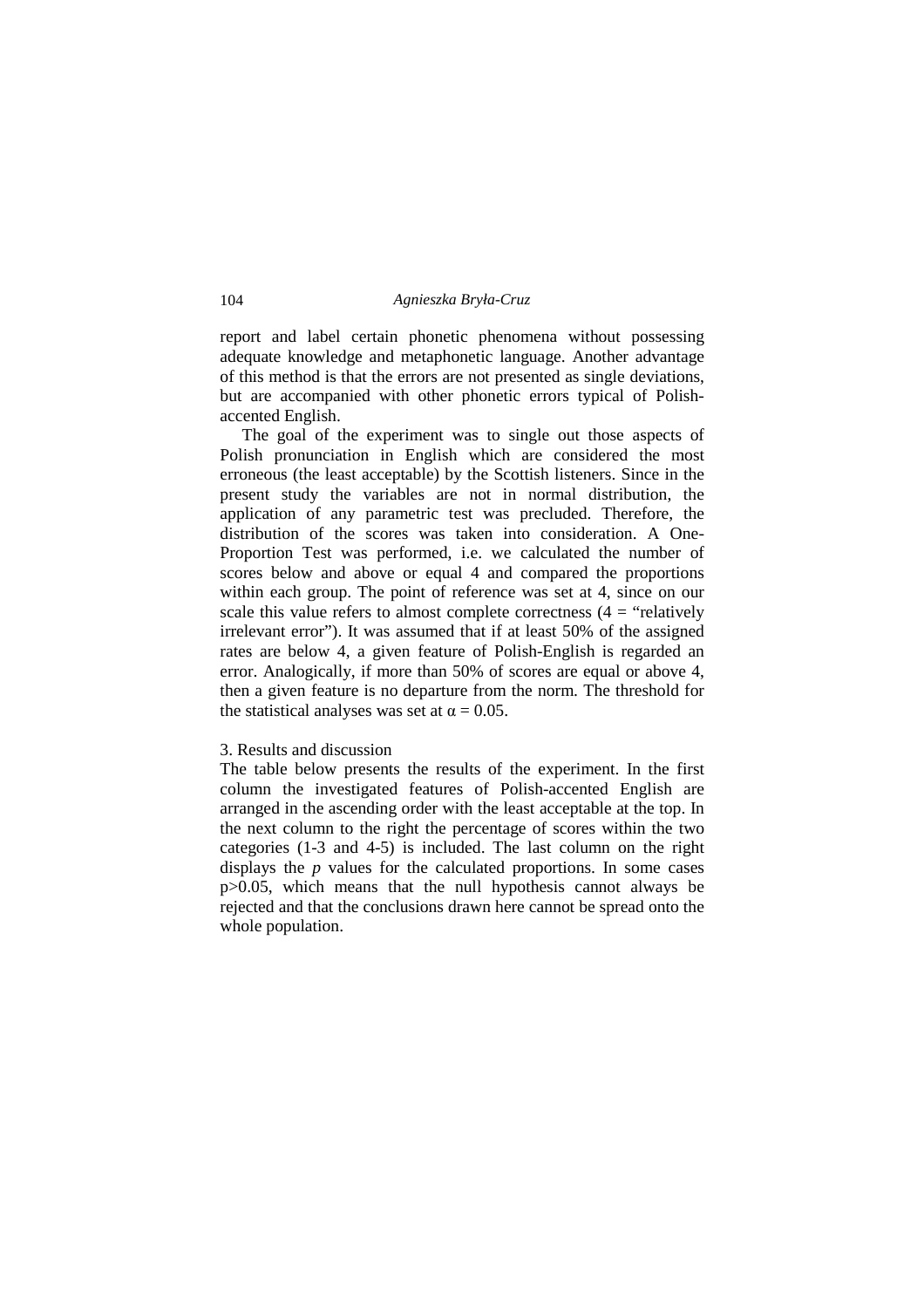report and label certain phonetic phenomena without possessing adequate knowledge and metaphonetic language. Another advantage of this method is that the errors are not presented as single deviations, but are accompanied with other phonetic errors typical of Polish-accented English.

The goal of the experiment was to single out those aspects of Polish pronunciation in English which are considered the most erroneous (the least acceptable) by the Scottish listeners. Since in the present study the variables are not in normal distribution, the application of any parametric test was precluded. Therefore, the distribution of the scores was taken into consideration. A One-Proportion Test was performed, i.e. we calculated the number of scores below and above or equal 4 and compared the proportions within each group. The point of reference was set at 4, since on our scale this value refers to almost complete correctness (4 = "relatively irrelevant error"). It was assumed that if at least 50% of the assigned rates are below 4, a given feature of Polish-English is regarded an error. Analogically, if more than 50% of scores are equal or above 4, then a given feature is no departure from the norm. The threshold for the statistical analyses was set at $\alpha = 0.05$.

## 3. Results and discussion

The table below presents the results of the experiment. In the first column the investigated features of Polish-accented English are arranged in the ascending order with the least acceptable at the top. In the next column to the right the percentage of scores within the two categories (1-3 and 4-5) is included. The last column on the right displays the *p* values for the calculated proportions. In some cases $p>0.05$, which means that the null hypothesis cannot always be rejected and that the conclusions drawn here cannot be spread onto the whole population.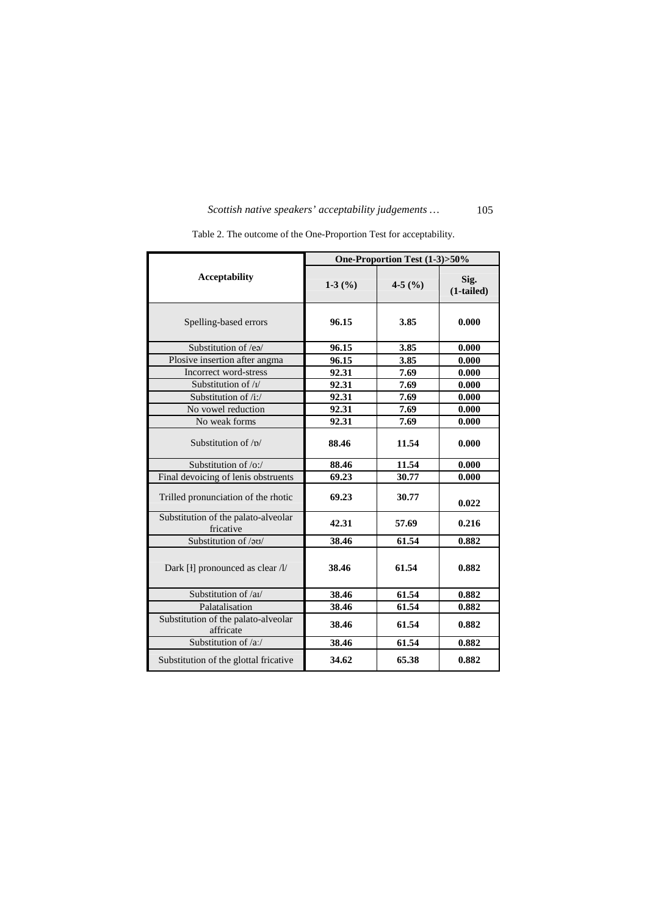Table 2. The outcome of the One-Proportion Test for acceptability.

| Acceptability | One-Proportion Test (1-3)>50% | | |
|---|---|---|---|
| | **1-3 (%)** | **4-5 (%)** | **Sig. (1-tailed)** |
| Spelling-based errors | **96.15** | **3.85** | **0.000** |
| Substitution of /eə/ | **96.15** | **3.85** | **0.000** |
| Plosive insertion after angma | **96.15** | **3.85** | **0.000** |
| Incorrect word-stress | **92.31** | **7.69** | **0.000** |
| Substitution of /ɪ/ | **92.31** | **7.69** | **0.000** |
| Substitution of /iː/ | **92.31** | **7.69** | **0.000** |
| No vowel reduction | **92.31** | **7.69** | **0.000** |
| No weak forms | **92.31** | **7.69** | **0.000** |
| Substitution of /ɒ/ | **88.46** | **11.54** | **0.000** |
| Substitution of /oː/ | **88.46** | **11.54** | **0.000** |
| Final devoicing of lenis obstruents | **69.23** | **30.77** | **0.000** |
| Trilled pronunciation of the rhotic | **69.23** | **30.77** | **0.022** |
| Substitution of the palato-alveolar fricative | **42.31** | **57.69** | **0.216** |
| Substitution of /əʊ/ | **38.46** | **61.54** | **0.882** |
| Dark [ɫ] pronounced as clear /l/ | **38.46** | **61.54** | **0.882** |
| Substitution of /aɪ/ | **38.46** | **61.54** | **0.882** |
| Palatalisation | **38.46** | **61.54** | **0.882** |
| Substitution of the palato-alveolar affricate | **38.46** | **61.54** | **0.882** |
| Substitution of /aː/ | **38.46** | **61.54** | **0.882** |
| Substitution of the glottal fricative | **34.62** | **65.38** | **0.882** |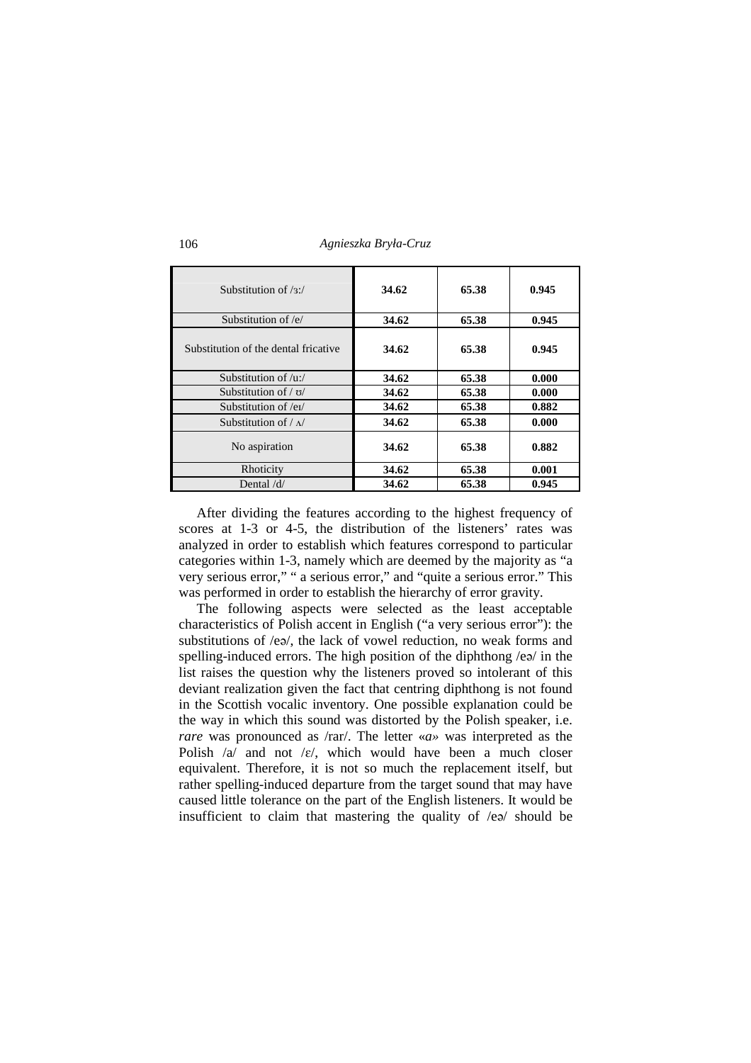| | | | |
|---|---|---|---|
| Substitution of /ɜː/ | **34.62** | **65.38** | **0.945** |
| Substitution of /e/ | **34.62** | **65.38** | **0.945** |
| Substitution of the dental fricative | **34.62** | **65.38** | **0.945** |
| Substitution of /uː/ | **34.62** | **65.38** | **0.000** |
| Substitution of / ʊ/ | **34.62** | **65.38** | **0.000** |
| Substitution of /eɪ/ | **34.62** | **65.38** | **0.882** |
| Substitution of / ʌ/ | **34.62** | **65.38** | **0.000** |
| No aspiration | **34.62** | **65.38** | **0.882** |
| Rhoticity | **34.62** | **65.38** | **0.001** |
| Dental /d/ | **34.62** | **65.38** | **0.945** |

After dividing the features according to the highest frequency of scores at 1-3 or 4-5, the distribution of the listeners' rates was analyzed in order to establish which features correspond to particular categories within 1-3, namely which are deemed by the majority as "a very serious error," " a serious error," and "quite a serious error." This was performed in order to establish the hierarchy of error gravity.

The following aspects were selected as the least acceptable characteristics of Polish accent in English ("a very serious error"): the substitutions of /eə/, the lack of vowel reduction, no weak forms and spelling-induced errors. The high position of the diphthong /eə/ in the list raises the question why the listeners proved so intolerant of this deviant realization given the fact that centring diphthong is not found in the Scottish vocalic inventory. One possible explanation could be the way in which this sound was distorted by the Polish speaker, i.e. *rare* was pronounced as /rar/. The letter «*a*» was interpreted as the Polish /a/ and not /ɛ/, which would have been a much closer equivalent. Therefore, it is not so much the replacement itself, but rather spelling-induced departure from the target sound that may have caused little tolerance on the part of the English listeners. It would be insufficient to claim that mastering the quality of /eə/ should be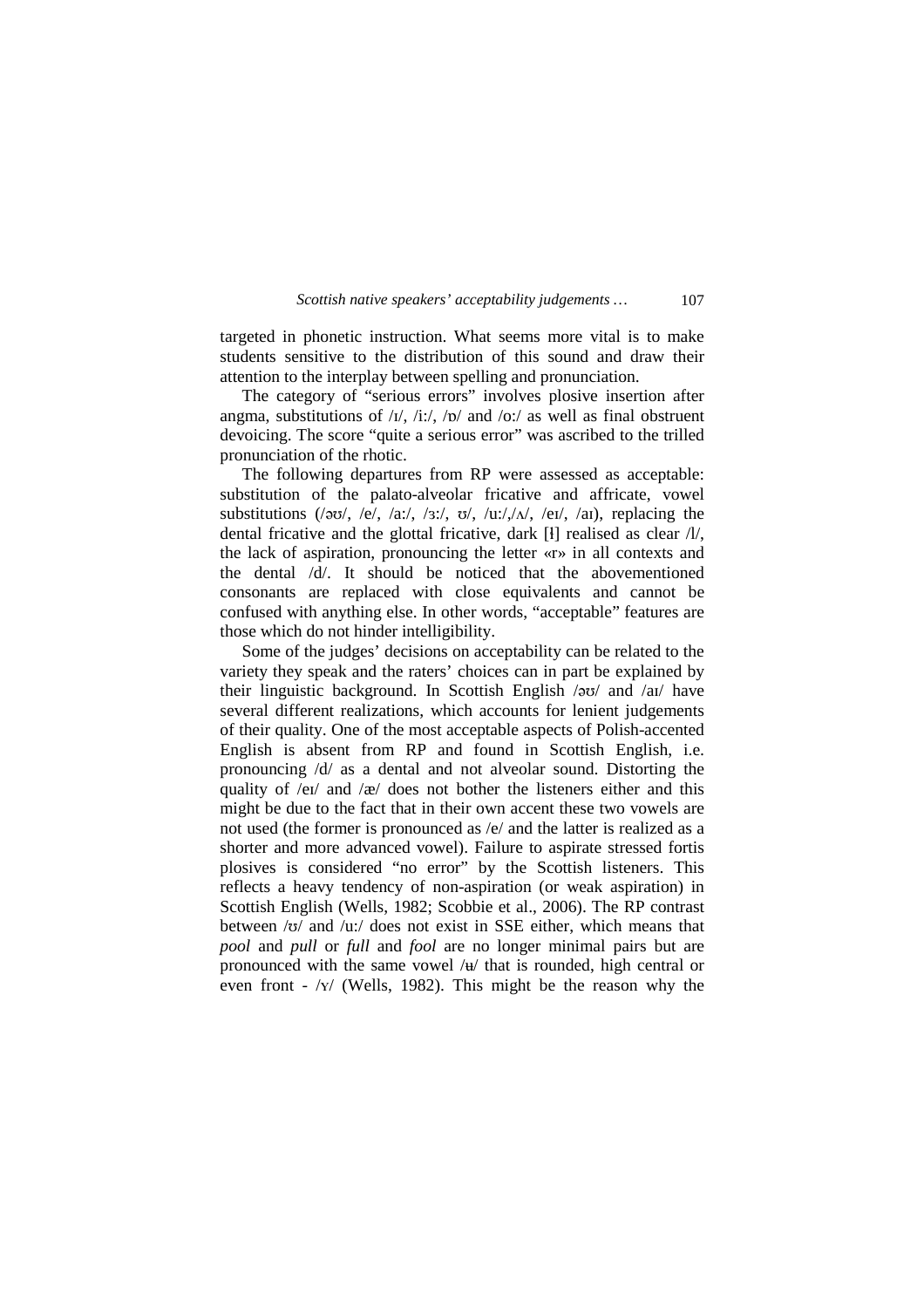targeted in phonetic instruction. What seems more vital is to make students sensitive to the distribution of this sound and draw their attention to the interplay between spelling and pronunciation.

The category of "serious errors" involves plosive insertion after angma, substitutions of /ɪ/, /iː/, /ɒ/ and /oː/ as well as final obstruent devoicing. The score "quite a serious error" was ascribed to the trilled pronunciation of the rhotic.

The following departures from RP were assessed as acceptable: substitution of the palato-alveolar fricative and affricate, vowel substitutions (/əʊ/, /e/, /aː/, /ɜː/, ʊ/, /uː/,/ʌ/, /eɪ/, /aɪ), replacing the dental fricative and the glottal fricative, dark [ɫ] realised as clear /l/, the lack of aspiration, pronouncing the letter «r» in all contexts and the dental /d/. It should be noticed that the abovementioned consonants are replaced with close equivalents and cannot be confused with anything else. In other words, "acceptable" features are those which do not hinder intelligibility.

Some of the judges' decisions on acceptability can be related to the variety they speak and the raters' choices can in part be explained by their linguistic background. In Scottish English /əʊ/ and /aɪ/ have several different realizations, which accounts for lenient judgements of their quality. One of the most acceptable aspects of Polish-accented English is absent from RP and found in Scottish English, i.e. pronouncing /d/ as a dental and not alveolar sound. Distorting the quality of /eɪ/ and /æ/ does not bother the listeners either and this might be due to the fact that in their own accent these two vowels are not used (the former is pronounced as /e/ and the latter is realized as a shorter and more advanced vowel). Failure to aspirate stressed fortis plosives is considered "no error" by the Scottish listeners. This reflects a heavy tendency of non-aspiration (or weak aspiration) in Scottish English (Wells, 1982; Scobbie et al., 2006). The RP contrast between /ʊ/ and /uː/ does not exist in SSE either, which means that *pool* and *pull* or *full* and *fool* are no longer minimal pairs but are pronounced with the same vowel /ʉ/ that is rounded, high central or even front - /ʏ/ (Wells, 1982). This might be the reason why the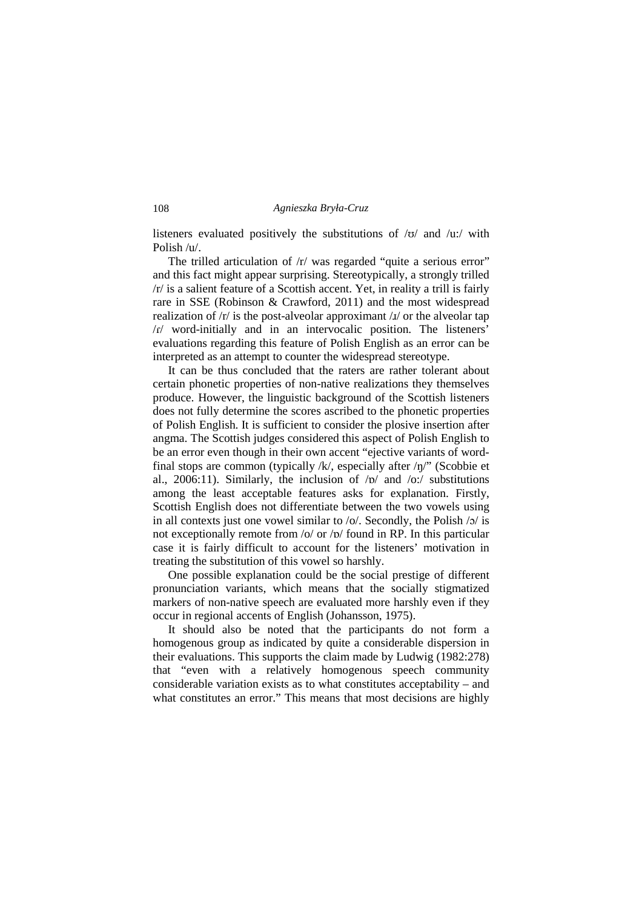listeners evaluated positively the substitutions of /ʊ/ and /u:/ with Polish /u/.

The trilled articulation of /r/ was regarded "quite a serious error" and this fact might appear surprising. Stereotypically, a strongly trilled /r/ is a salient feature of a Scottish accent. Yet, in reality a trill is fairly rare in SSE (Robinson & Crawford, 2011) and the most widespread realization of /r/ is the post-alveolar approximant /ɹ/ or the alveolar tap /ɾ/ word-initially and in an intervocalic position. The listeners' evaluations regarding this feature of Polish English as an error can be interpreted as an attempt to counter the widespread stereotype.

It can be thus concluded that the raters are rather tolerant about certain phonetic properties of non-native realizations they themselves produce. However, the linguistic background of the Scottish listeners does not fully determine the scores ascribed to the phonetic properties of Polish English. It is sufficient to consider the plosive insertion after angma. The Scottish judges considered this aspect of Polish English to be an error even though in their own accent "ejective variants of word-final stops are common (typically /k/, especially after /ŋ/" (Scobbie et al., 2006:11). Similarly, the inclusion of /ɒ/ and /o:/ substitutions among the least acceptable features asks for explanation. Firstly, Scottish English does not differentiate between the two vowels using in all contexts just one vowel similar to /o/. Secondly, the Polish /ɔ/ is not exceptionally remote from /o/ or /ɒ/ found in RP. In this particular case it is fairly difficult to account for the listeners' motivation in treating the substitution of this vowel so harshly.

One possible explanation could be the social prestige of different pronunciation variants, which means that the socially stigmatized markers of non-native speech are evaluated more harshly even if they occur in regional accents of English (Johansson, 1975).

It should also be noted that the participants do not form a homogenous group as indicated by quite a considerable dispersion in their evaluations. This supports the claim made by Ludwig (1982:278) that "even with a relatively homogenous speech community considerable variation exists as to what constitutes acceptability – and what constitutes an error." This means that most decisions are highly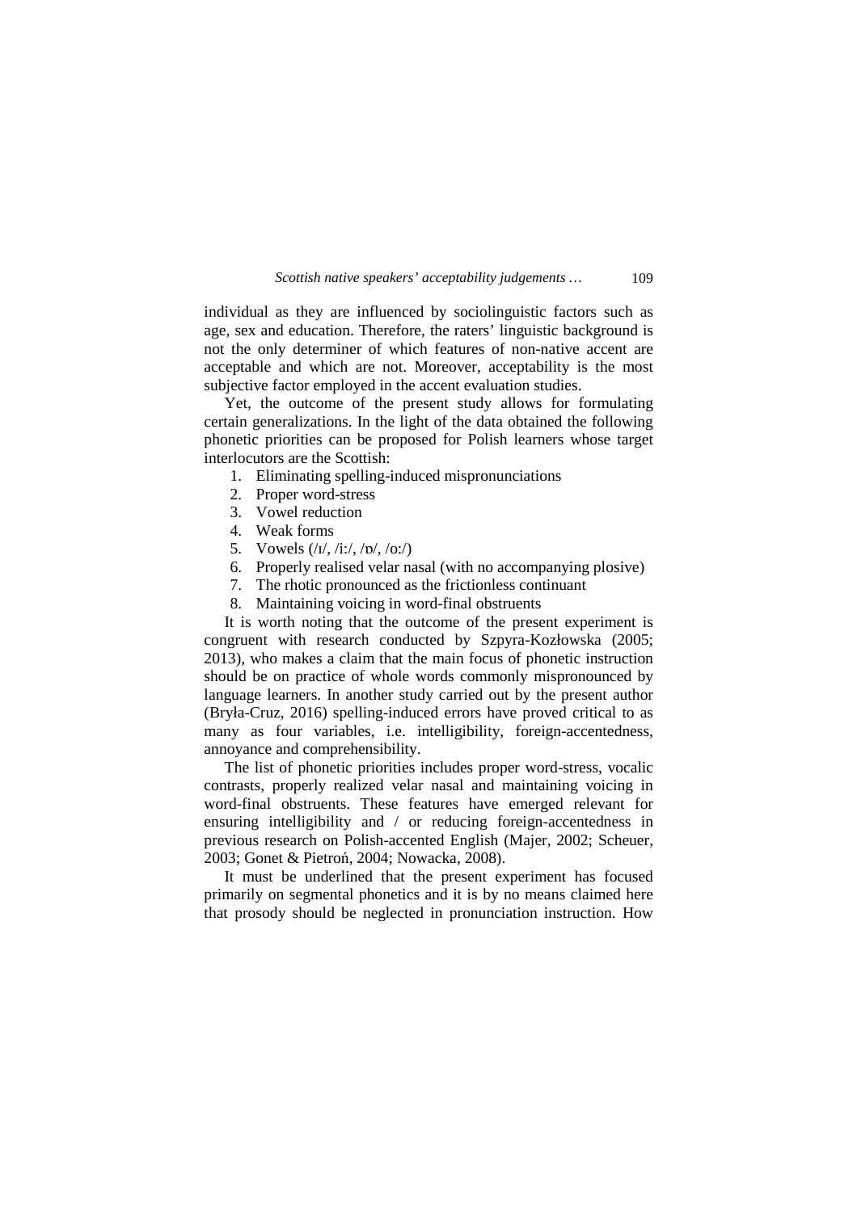individual as they are influenced by sociolinguistic factors such as age, sex and education. Therefore, the raters' linguistic background is not the only determiner of which features of non-native accent are acceptable and which are not. Moreover, acceptability is the most subjective factor employed in the accent evaluation studies.

Yet, the outcome of the present study allows for formulating certain generalizations. In the light of the data obtained the following phonetic priorities can be proposed for Polish learners whose target interlocutors are the Scottish:

1. Eliminating spelling-induced mispronunciations
2. Proper word-stress
3. Vowel reduction
4. Weak forms
5. Vowels (/ɪ/, /iː/, /ɒ/, /oː/)
6. Properly realised velar nasal (with no accompanying plosive)
7. The rhotic pronounced as the frictionless continuant
8. Maintaining voicing in word-final obstruents

It is worth noting that the outcome of the present experiment is congruent with research conducted by Szpyra-Kozłowska (2005; 2013), who makes a claim that the main focus of phonetic instruction should be on practice of whole words commonly mispronounced by language learners. In another study carried out by the present author (Bryła-Cruz, 2016) spelling-induced errors have proved critical to as many as four variables, i.e. intelligibility, foreign-accentedness, annoyance and comprehensibility.

The list of phonetic priorities includes proper word-stress, vocalic contrasts, properly realized velar nasal and maintaining voicing in word-final obstruents. These features have emerged relevant for ensuring intelligibility and / or reducing foreign-accentedness in previous research on Polish-accented English (Majer, 2002; Scheuer, 2003; Gonet & Pietroń, 2004; Nowacka, 2008).

It must be underlined that the present experiment has focused primarily on segmental phonetics and it is by no means claimed here that prosody should be neglected in pronunciation instruction. How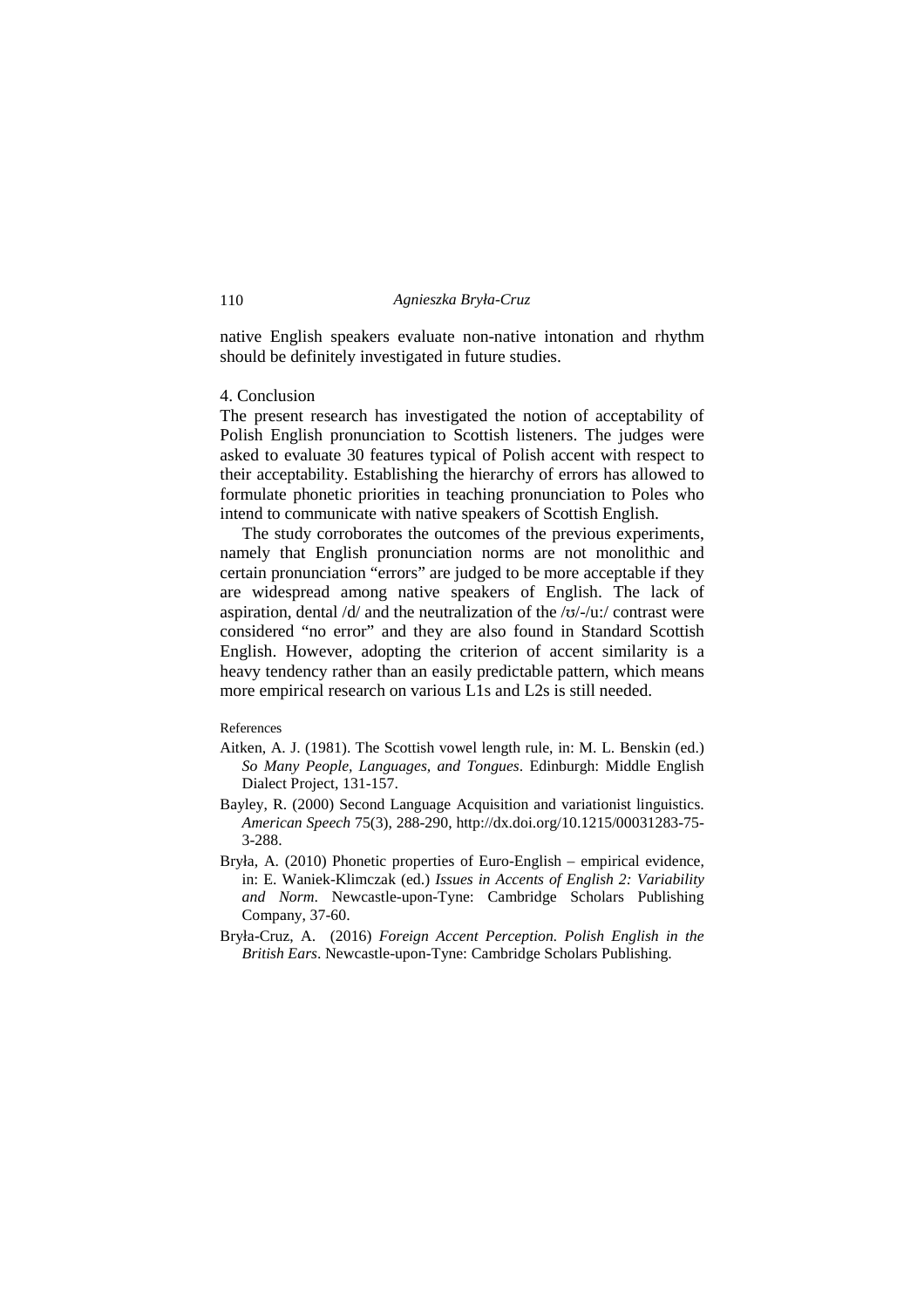native English speakers evaluate non-native intonation and rhythm should be definitely investigated in future studies.

## 4. Conclusion

The present research has investigated the notion of acceptability of Polish English pronunciation to Scottish listeners. The judges were asked to evaluate 30 features typical of Polish accent with respect to their acceptability. Establishing the hierarchy of errors has allowed to formulate phonetic priorities in teaching pronunciation to Poles who intend to communicate with native speakers of Scottish English.

The study corroborates the outcomes of the previous experiments, namely that English pronunciation norms are not monolithic and certain pronunciation "errors" are judged to be more acceptable if they are widespread among native speakers of English. The lack of aspiration, dental /d/ and the neutralization of the /ʊ/-/uː/ contrast were considered "no error" and they are also found in Standard Scottish English. However, adopting the criterion of accent similarity is a heavy tendency rather than an easily predictable pattern, which means more empirical research on various L1s and L2s is still needed.

### References

- Aitken, A. J. (1981). The Scottish vowel length rule, in: M. L. Benskin (ed.) *So Many People, Languages, and Tongues*. Edinburgh: Middle English Dialect Project, 131-157.
- Bayley, R. (2000) Second Language Acquisition and variationist linguistics. *American Speech* 75(3), 288-290, http://dx.doi.org/10.1215/00031283-75-3-288.
- Bryła, A. (2010) Phonetic properties of Euro-English – empirical evidence, in: E. Waniek-Klimczak (ed.) *Issues in Accents of English 2: Variability and Norm*. Newcastle-upon-Tyne: Cambridge Scholars Publishing Company, 37-60.
- Bryła-Cruz, A. (2016) *Foreign Accent Perception. Polish English in the British Ears*. Newcastle-upon-Tyne: Cambridge Scholars Publishing.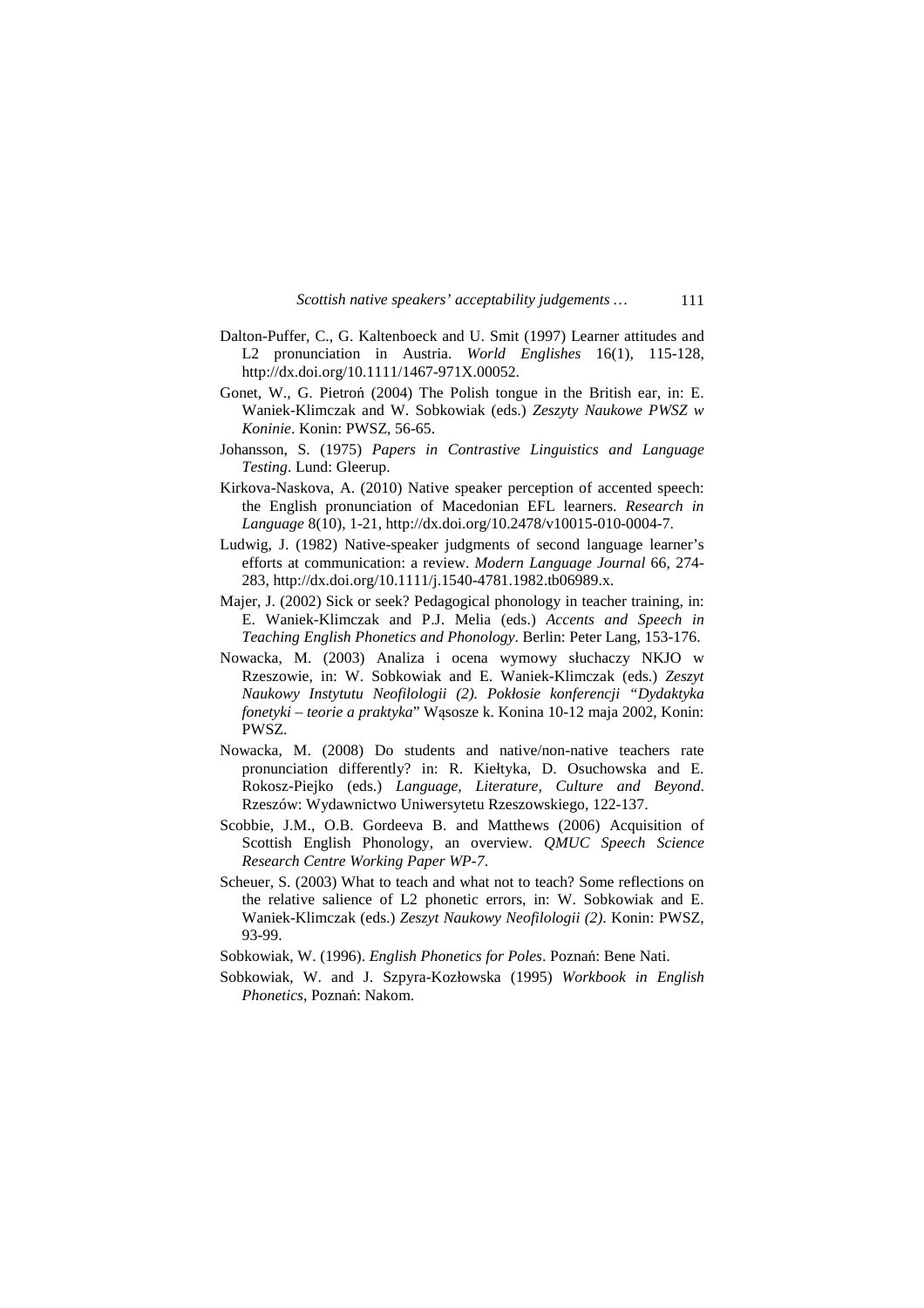Dalton-Puffer, C., G. Kaltenboeck and U. Smit (1997) Learner attitudes and L2 pronunciation in Austria. *World Englishes* 16(1), 115-128, http://dx.doi.org/10.1111/1467-971X.00052.

Gonet, W., G. Pietroń (2004) The Polish tongue in the British ear, in: E. Waniek-Klimczak and W. Sobkowiak (eds.) *Zeszyty Naukowe PWSZ w Koninie*. Konin: PWSZ, 56-65.

Johansson, S. (1975) *Papers in Contrastive Linguistics and Language Testing*. Lund: Gleerup.

Kirkova-Naskova, A. (2010) Native speaker perception of accented speech: the English pronunciation of Macedonian EFL learners. *Research in Language* 8(10), 1-21, http://dx.doi.org/10.2478/v10015-010-0004-7.

Ludwig, J. (1982) Native-speaker judgments of second language learner's efforts at communication: a review. *Modern Language Journal* 66, 274-283, http://dx.doi.org/10.1111/j.1540-4781.1982.tb06989.x.

Majer, J. (2002) Sick or seek? Pedagogical phonology in teacher training, in: E. Waniek-Klimczak and P.J. Melia (eds.) *Accents and Speech in Teaching English Phonetics and Phonology*. Berlin: Peter Lang, 153-176.

Nowacka, M. (2003) Analiza i ocena wymowy słuchaczy NKJO w Rzeszowie, in: W. Sobkowiak and E. Waniek-Klimczak (eds.) *Zeszyt Naukowy Instytutu Neofilologii (2). Pokłosie konferencji "Dydaktyka fonetyki – teorie a praktyka"* Wąsosze k. Konina 10-12 maja 2002, Konin: PWSZ.

Nowacka, M. (2008) Do students and native/non-native teachers rate pronunciation differently? in: R. Kiełtyka, D. Osuchowska and E. Rokosz-Piejko (eds.) *Language, Literature, Culture and Beyond*. Rzeszów: Wydawnictwo Uniwersytetu Rzeszowskiego, 122-137.

Scobbie, J.M., O.B. Gordeeva B. and Matthews (2006) Acquisition of Scottish English Phonology, an overview. *QMUC Speech Science Research Centre Working Paper WP-7*.

Scheuer, S. (2003) What to teach and what not to teach? Some reflections on the relative salience of L2 phonetic errors, in: W. Sobkowiak and E. Waniek-Klimczak (eds.) *Zeszyt Naukowy Neofilologii (2)*. Konin: PWSZ, 93-99.

Sobkowiak, W. (1996). *English Phonetics for Poles*. Poznań: Bene Nati.

Sobkowiak, W. and J. Szpyra-Kozłowska (1995) *Workbook in English Phonetics*, Poznań: Nakom.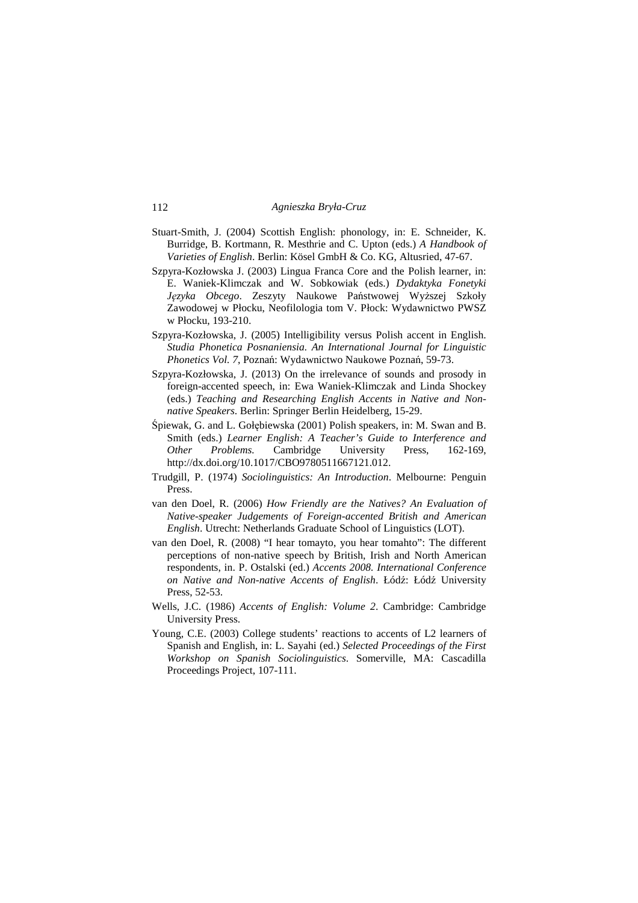Stuart-Smith, J. (2004) Scottish English: phonology, in: E. Schneider, K. Burridge, B. Kortmann, R. Mesthrie and C. Upton (eds.) *A Handbook of Varieties of English*. Berlin: Kösel GmbH & Co. KG, Altusried, 47-67.

Szpyra-Kozłowska J. (2003) Lingua Franca Core and the Polish learner, in: E. Waniek-Klimczak and W. Sobkowiak (eds.) *Dydaktyka Fonetyki Języka Obcego*. Zeszyty Naukowe Państwowej Wyższej Szkoły Zawodowej w Płocku, Neofilologia tom V. Płock: Wydawnictwo PWSZ w Płocku, 193-210.

Szpyra-Kozłowska, J. (2005) Intelligibility versus Polish accent in English. *Studia Phonetica Posnaniensia. An International Journal for Linguistic Phonetics Vol. 7*, Poznań: Wydawnictwo Naukowe Poznań, 59-73.

Szpyra-Kozłowska, J. (2013) On the irrelevance of sounds and prosody in foreign-accented speech, in: Ewa Waniek-Klimczak and Linda Shockey (eds.) *Teaching and Researching English Accents in Native and Non-native Speakers*. Berlin: Springer Berlin Heidelberg, 15-29.

Śpiewak, G. and L. Gołębiewska (2001) Polish speakers, in: M. Swan and B. Smith (eds.) *Learner English: A Teacher's Guide to Interference and Other Problems.* Cambridge University Press, 162-169, http://dx.doi.org/10.1017/CBO9780511667121.012.

Trudgill, P. (1974) *Sociolinguistics: An Introduction*. Melbourne: Penguin Press.

van den Doel, R. (2006) *How Friendly are the Natives? An Evaluation of Native-speaker Judgements of Foreign-accented British and American English*. Utrecht: Netherlands Graduate School of Linguistics (LOT).

van den Doel, R. (2008) "I hear tomayto, you hear tomahto": The different perceptions of non-native speech by British, Irish and North American respondents, in. P. Ostalski (ed.) *Accents 2008. International Conference on Native and Non-native Accents of English*. Łódź: Łódź University Press, 52-53.

Wells, J.C. (1986) *Accents of English: Volume 2*. Cambridge: Cambridge University Press.

Young, C.E. (2003) College students' reactions to accents of L2 learners of Spanish and English, in: L. Sayahi (ed.) *Selected Proceedings of the First Workshop on Spanish Sociolinguistics*. Somerville, MA: Cascadilla Proceedings Project, 107-111.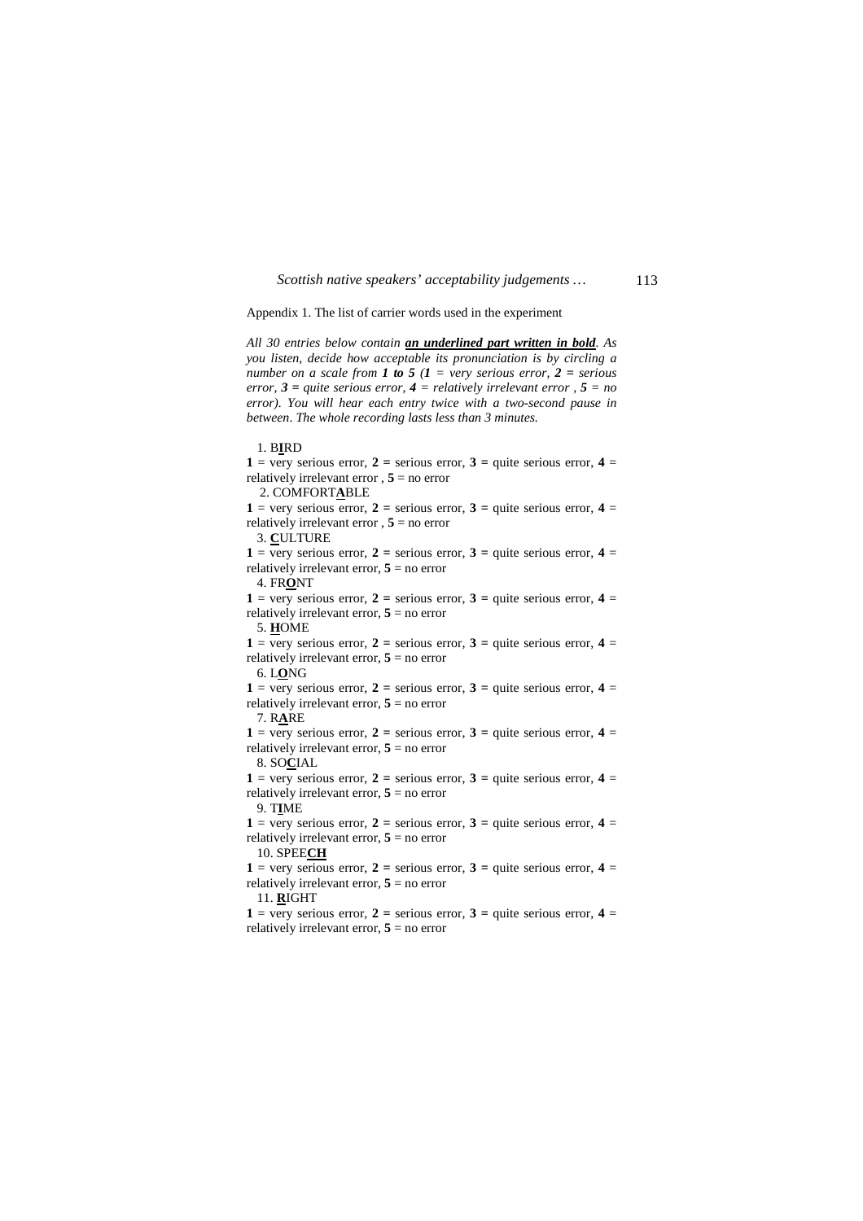Appendix 1. The list of carrier words used in the experiment

*All 30 entries below contain* ***<u>an underlined part written in bold</u>****. As you listen, decide how acceptable its pronunciation is by circling a number on a scale from* ***1 to 5*** *(****1*** *= very serious error,* ***2 =*** *serious error,* ***3 =*** *quite serious error,* ***4*** *= relatively irrelevant error ,* ***5*** *= no error). You will hear each entry twice with a two-second pause in between. The whole recording lasts less than 3 minutes.*

1. B**<u>I</u>**RD

**1** = very serious error, **2 =** serious error, **3 =** quite serious error, **4** = relatively irrelevant error , **5** = no error

2. COMFORT**<u>A</u>**BLE

**1** = very serious error, **2 =** serious error, **3 =** quite serious error, **4** = relatively irrelevant error , **5** = no error

3. **<u>C</u>**ULTURE

**1** = very serious error, **2 =** serious error, **3 =** quite serious error, **4** = relatively irrelevant error, **5** = no error

4. FR**<u>O</u>**NT

**1** = very serious error, **2 =** serious error, **3 =** quite serious error, **4** = relatively irrelevant error, **5** = no error

5. **<u>H</u>**OME

**1** = very serious error, **2 =** serious error, **3 =** quite serious error, **4** = relatively irrelevant error, **5** = no error

6. L**<u>O</u>**NG

**1** = very serious error, **2 =** serious error, **3 =** quite serious error, **4** = relatively irrelevant error, **5** = no error

7. R**<u>A</u>**RE

**1** = very serious error, **2 =** serious error, **3 =** quite serious error, **4** = relatively irrelevant error, **5** = no error

8. SO**<u>C</u>**IAL

**1** = very serious error, **2 =** serious error, **3 =** quite serious error, **4** = relatively irrelevant error, **5** = no error

9. T**<u>I</u>**ME

**1** = very serious error, **2 =** serious error, **3 =** quite serious error, **4** = relatively irrelevant error, **5** = no error

10. SPEE**<u>CH</u>**

**1** = very serious error, **2 =** serious error, **3 =** quite serious error, **4** = relatively irrelevant error, **5** = no error

11. **<u>R</u>**IGHT

**1** = very serious error, **2 =** serious error, **3 =** quite serious error, **4** = relatively irrelevant error, **5** = no error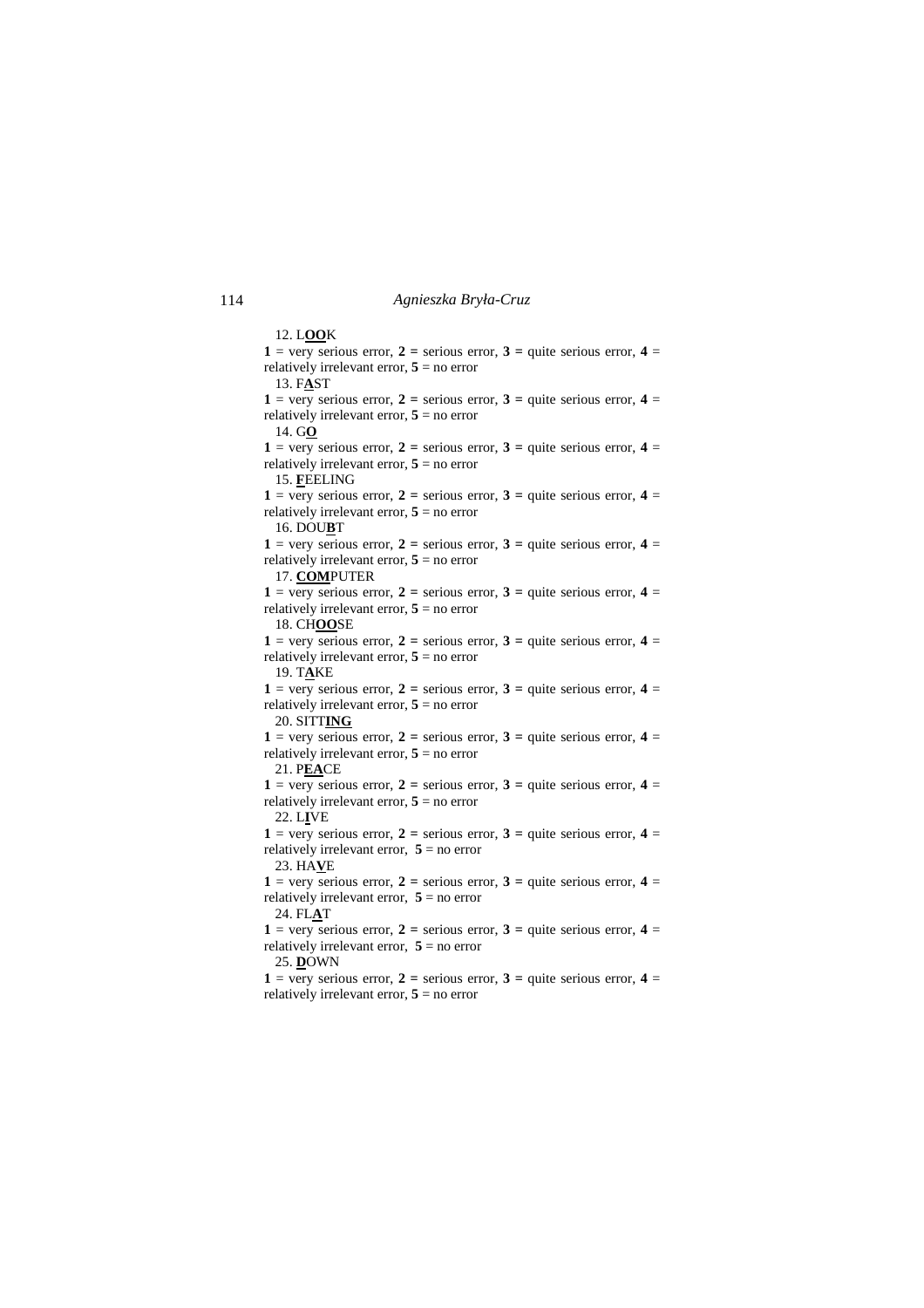12. L**<u>OO</u>**K

**1** = very serious error, **2 =** serious error, **3 =** quite serious error, **4** = relatively irrelevant error, **5** = no error

13. F**<u>A</u>**ST

**1** = very serious error, **2 =** serious error, **3 =** quite serious error, **4** = relatively irrelevant error, **5** = no error

14. G**<u>O</u>**

**1** = very serious error, **2 =** serious error, **3 =** quite serious error, **4** = relatively irrelevant error, **5** = no error

15. **<u>F</u>**EELING

**1** = very serious error, **2 =** serious error, **3 =** quite serious error, **4** = relatively irrelevant error, **5** = no error

16. DOU**<u>B</u>**T

**1** = very serious error, **2 =** serious error, **3 =** quite serious error, **4** = relatively irrelevant error, **5** = no error

17. **<u>COM</u>**PUTER

**1** = very serious error, **2 =** serious error, **3 =** quite serious error, **4** = relatively irrelevant error, **5** = no error

18. CH**<u>OO</u>**SE

**1** = very serious error, **2 =** serious error, **3 =** quite serious error, **4** = relatively irrelevant error, **5** = no error

19. T**<u>A</u>**KE

**1** = very serious error, **2 =** serious error, **3 =** quite serious error, **4** = relatively irrelevant error, **5** = no error

20. SITT**<u>ING</u>**

**1** = very serious error, **2 =** serious error, **3 =** quite serious error, **4** = relatively irrelevant error, **5** = no error

21. P**<u>EA</u>**CE

**1** = very serious error, **2 =** serious error, **3 =** quite serious error, **4** = relatively irrelevant error, **5** = no error

22. L**<u>I</u>**VE

**1** = very serious error, **2 =** serious error, **3 =** quite serious error, **4** = relatively irrelevant error, **5** = no error

23. HA**<u>V</u>**E

**1** = very serious error, **2 =** serious error, **3 =** quite serious error, **4** = relatively irrelevant error, **5** = no error

24. FL**<u>A</u>**T

**1** = very serious error, **2 =** serious error, **3 =** quite serious error, **4** = relatively irrelevant error, **5** = no error

25. **<u>D</u>**OWN

**1** = very serious error, **2 =** serious error, **3 =** quite serious error, **4** = relatively irrelevant error, **5** = no error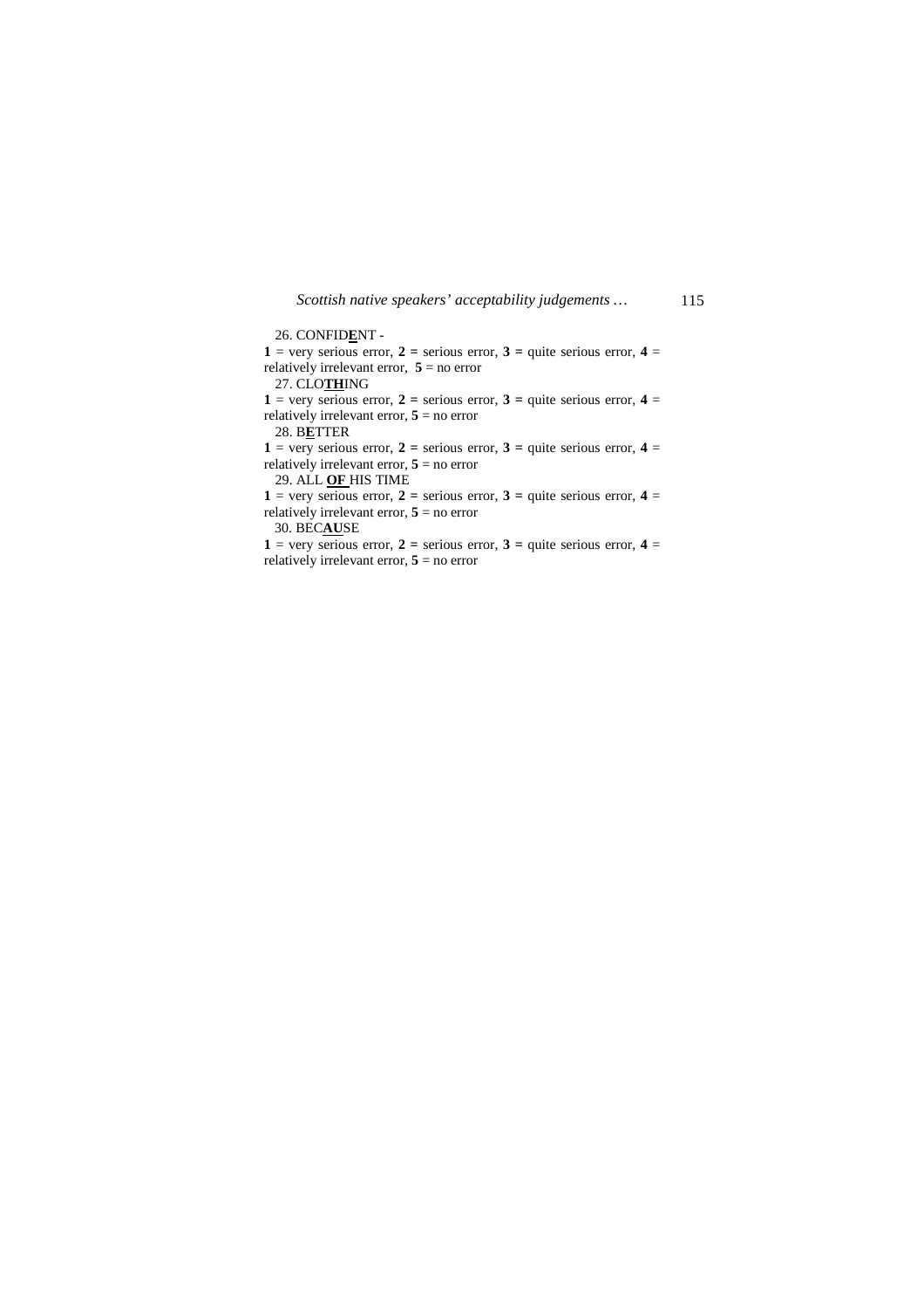26. CONFID**<u>E</u>**NT -

**1** = very serious error, **2 =** serious error, **3 =** quite serious error, **4** = relatively irrelevant error, **5** = no error

27. CLO**<u>TH</u>**ING

**1** = very serious error, **2 =** serious error, **3 =** quite serious error, **4** = relatively irrelevant error, **5** = no error

28. B**<u>E</u>**TTER

**1** = very serious error, **2 =** serious error, **3 =** quite serious error, **4** = relatively irrelevant error, **5** = no error

29. ALL **<u>OF</u>** HIS TIME

**1** = very serious error, **2 =** serious error, **3 =** quite serious error, **4** = relatively irrelevant error, **5** = no error

30. BEC**<u>AU</u>**SE

**1** = very serious error, **2 =** serious error, **3 =** quite serious error, **4** = relatively irrelevant error, **5** = no error